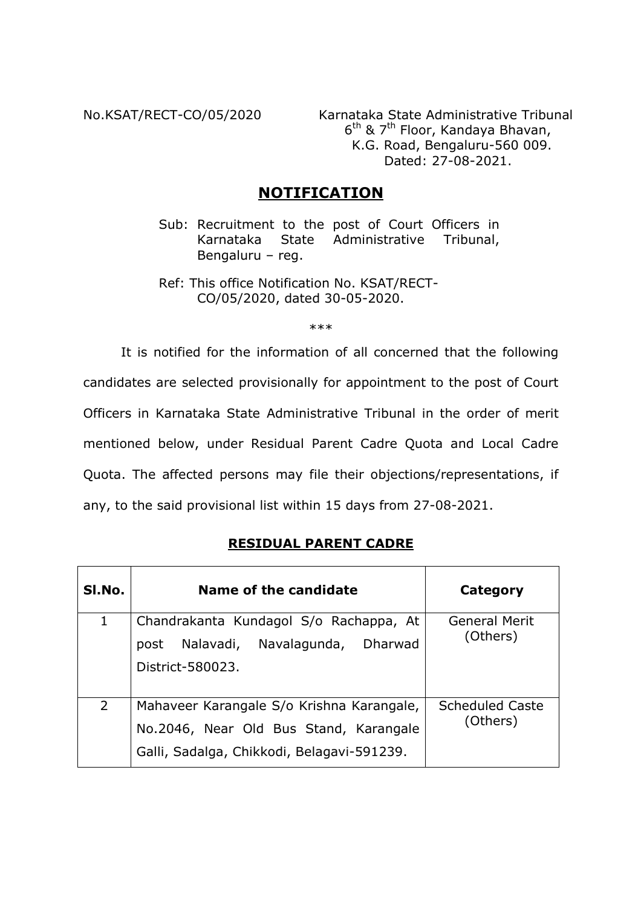No.KSAT/RECT-CO/05/2020

Karnataka State Administrative Tribunal
6th & 7th Floor, Kandaya Bhavan,
K.G. Road, Bengaluru-560 009.
Dated: 27-08-2021.

# NOTIFICATION

Sub: Recruitment to the post of Court Officers in Karnataka State Administrative Tribunal, Bengaluru – reg.

Ref: This office Notification No. KSAT/RECT-CO/05/2020, dated 30-05-2020.

***

It is notified for the information of all concerned that the following candidates are selected provisionally for appointment to the post of Court Officers in Karnataka State Administrative Tribunal in the order of merit mentioned below, under Residual Parent Cadre Quota and Local Cadre Quota. The affected persons may file their objections/representations, if any, to the said provisional list within 15 days from 27-08-2021.

## RESIDUAL PARENT CADRE

| Sl.No. | Name of the candidate | Category |
|---|---|---|
| 1 | Chandrakanta Kundagol S/o Rachappa, At post Nalavadi, Navalagunda, Dharwad District-580023. | General Merit (Others) |
| 2 | Mahaveer Karangale S/o Krishna Karangale, No.2046, Near Old Bus Stand, Karangale Galli, Sadalga, Chikkodi, Belagavi-591239. | Scheduled Caste (Others) |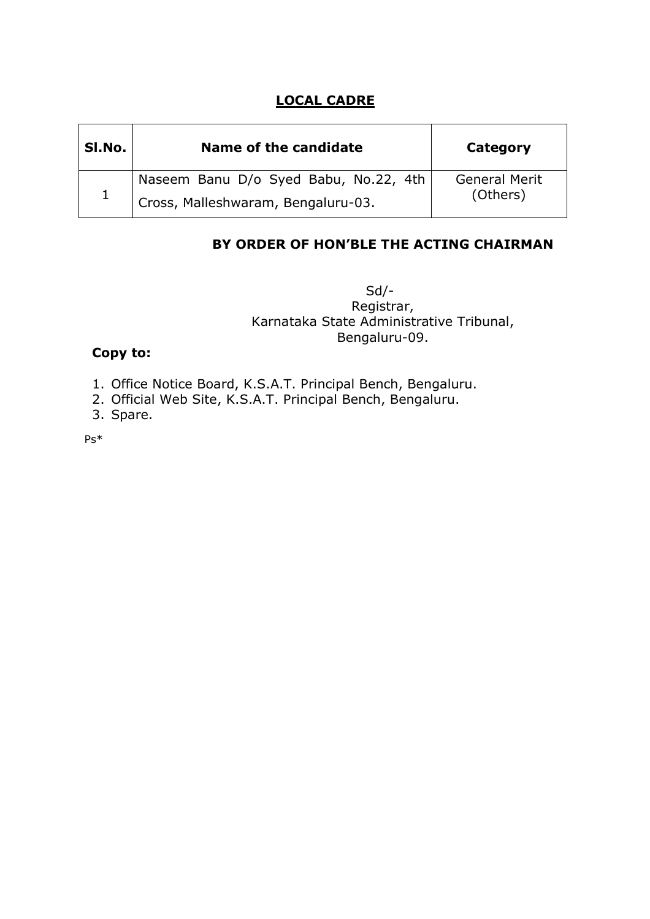## LOCAL CADRE

| Sl.No. | Name of the candidate | Category |
|---|---|---|
| 1 | Naseem Banu D/o Syed Babu, No.22, 4th Cross, Malleshwaram, Bengaluru-03. | General Merit (Others) |

**BY ORDER OF HON'BLE THE ACTING CHAIRMAN**

Sd/-
Registrar,
Karnataka State Administrative Tribunal,
Bengaluru-09.

**Copy to:**

1. Office Notice Board, K.S.A.T. Principal Bench, Bengaluru.
2. Official Web Site, K.S.A.T. Principal Bench, Bengaluru.
3. Spare.

Ps*